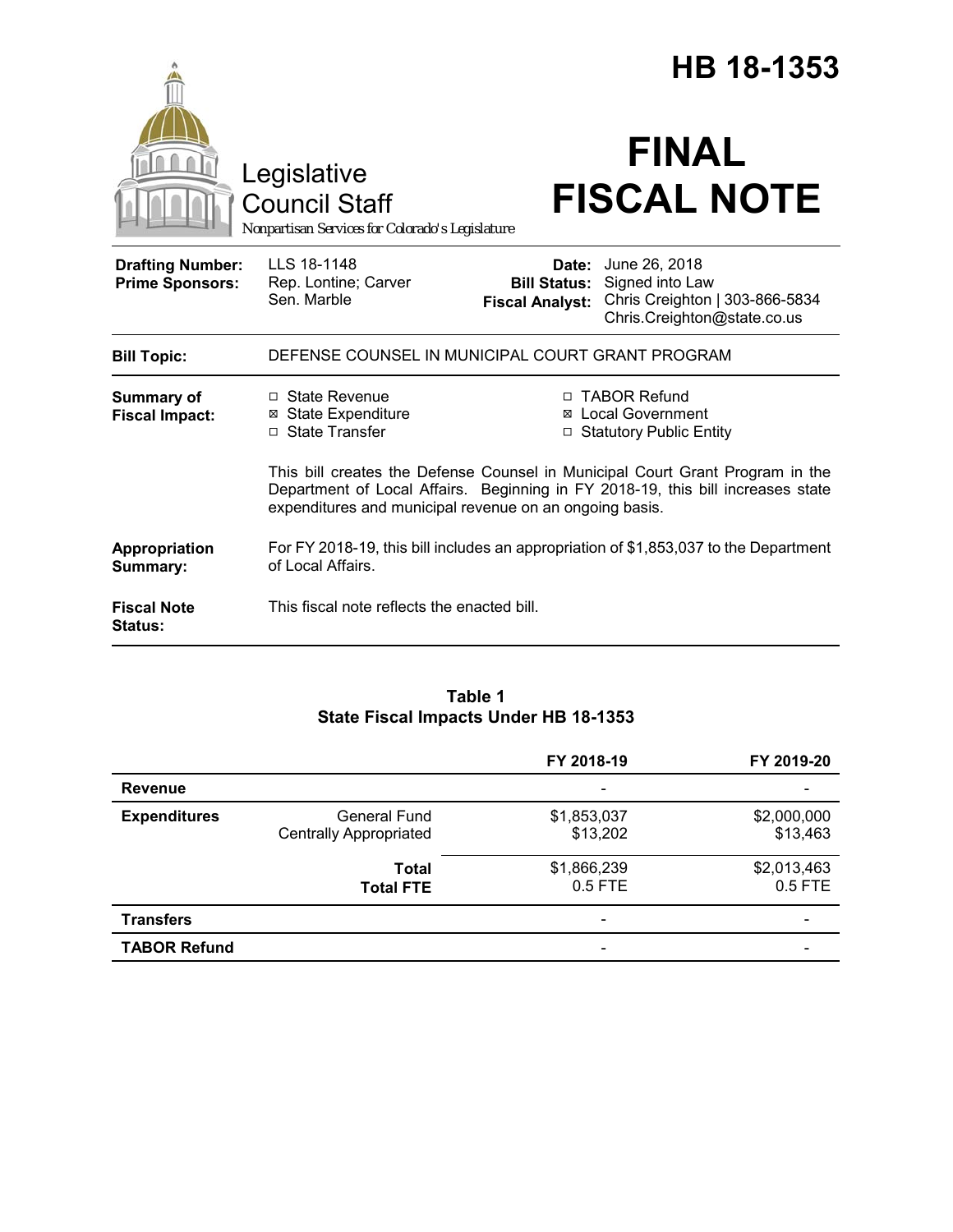# HB 18-1353

Legislative Council Staff

*Nonpartisan Services for Colorado's Legislature*

# FINAL FISCAL NOTE

| | | | |
|---|---|---|---|
| **Drafting Number:** | LLS 18-1148 | **Date:** | June 26, 2018 |
| **Prime Sponsors:** | Rep. Lontine; Carver<br>Sen. Marble | **Bill Status:** | Signed into Law |
| | | **Fiscal Analyst:** | Chris Creighton \| 303-866-5834<br>Chris.Creighton@state.co.us |

**Bill Topic:** DEFENSE COUNSEL IN MUNICIPAL COURT GRANT PROGRAM

**Summary of Fiscal Impact:**

- ☐ State Revenue
- ☒ State Expenditure
- ☐ State Transfer
- ☐ TABOR Refund
- ☒ Local Government
- ☐ Statutory Public Entity

This bill creates the Defense Counsel in Municipal Court Grant Program in the Department of Local Affairs. Beginning in FY 2018-19, this bill increases state expenditures and municipal revenue on an ongoing basis.

**Appropriation Summary:** For FY 2018-19, this bill includes an appropriation of $1,853,037 to the Department of Local Affairs.

**Fiscal Note Status:** This fiscal note reflects the enacted bill.

**Table 1**
**State Fiscal Impacts Under HB 18-1353**

| | | FY 2018-19 | FY 2019-20 |
|---|---|---|---|
| **Revenue** | | - | - |
| **Expenditures** | General Fund<br>Centrally Appropriated | $1,853,037<br>$13,202 | $2,000,000<br>$13,463 |
| | **Total**<br>**Total FTE** | $1,866,239<br>0.5 FTE | $2,013,463<br>0.5 FTE |
| **Transfers** | | - | - |
| **TABOR Refund** | | - | - |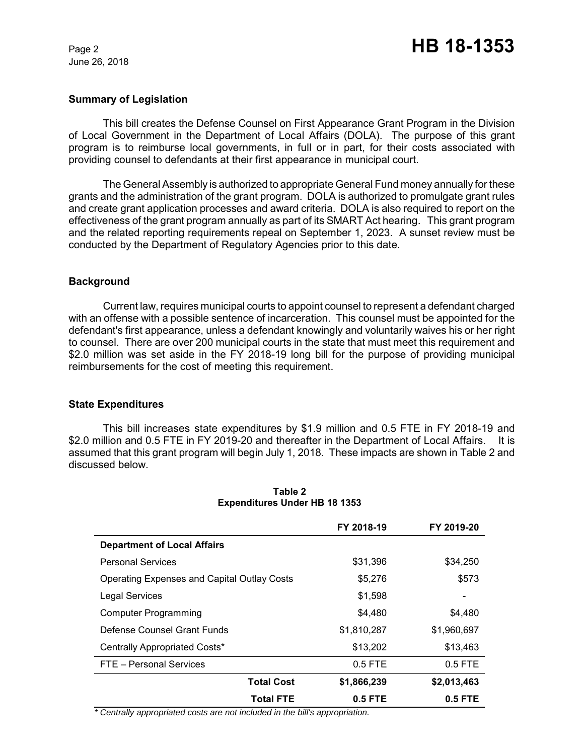## Summary of Legislation

This bill creates the Defense Counsel on First Appearance Grant Program in the Division of Local Government in the Department of Local Affairs (DOLA). The purpose of this grant program is to reimburse local governments, in full or in part, for their costs associated with providing counsel to defendants at their first appearance in municipal court.

The General Assembly is authorized to appropriate General Fund money annually for these grants and the administration of the grant program. DOLA is authorized to promulgate grant rules and create grant application processes and award criteria. DOLA is also required to report on the effectiveness of the grant program annually as part of its SMART Act hearing. This grant program and the related reporting requirements repeal on September 1, 2023. A sunset review must be conducted by the Department of Regulatory Agencies prior to this date.

## Background

Current law, requires municipal courts to appoint counsel to represent a defendant charged with an offense with a possible sentence of incarceration. This counsel must be appointed for the defendant's first appearance, unless a defendant knowingly and voluntarily waives his or her right to counsel. There are over 200 municipal courts in the state that must meet this requirement and $2.0 million was set aside in the FY 2018-19 long bill for the purpose of providing municipal reimbursements for the cost of meeting this requirement.

## State Expenditures

This bill increases state expenditures by $1.9 million and 0.5 FTE in FY 2018-19 and $2.0 million and 0.5 FTE in FY 2019-20 and thereafter in the Department of Local Affairs. It is assumed that this grant program will begin July 1, 2018. These impacts are shown in Table 2 and discussed below.

**Table 2**
**Expenditures Under HB 18 1353**

| | FY 2018-19 | FY 2019-20 |
|---|---|---|
| **Department of Local Affairs** | | |
| Personal Services | $31,396 | $34,250 |
| Operating Expenses and Capital Outlay Costs | $5,276 | $573 |
| Legal Services | $1,598 | - |
| Computer Programming | $4,480 | $4,480 |
| Defense Counsel Grant Funds | $1,810,287 | $1,960,697 |
| Centrally Appropriated Costs* | $13,202 | $13,463 |
| FTE – Personal Services | 0.5 FTE | 0.5 FTE |
| **Total Cost** | **$1,866,239** | **$2,013,463** |
| **Total FTE** | **0.5 FTE** | **0.5 FTE** |

*\* Centrally appropriated costs are not included in the bill's appropriation.*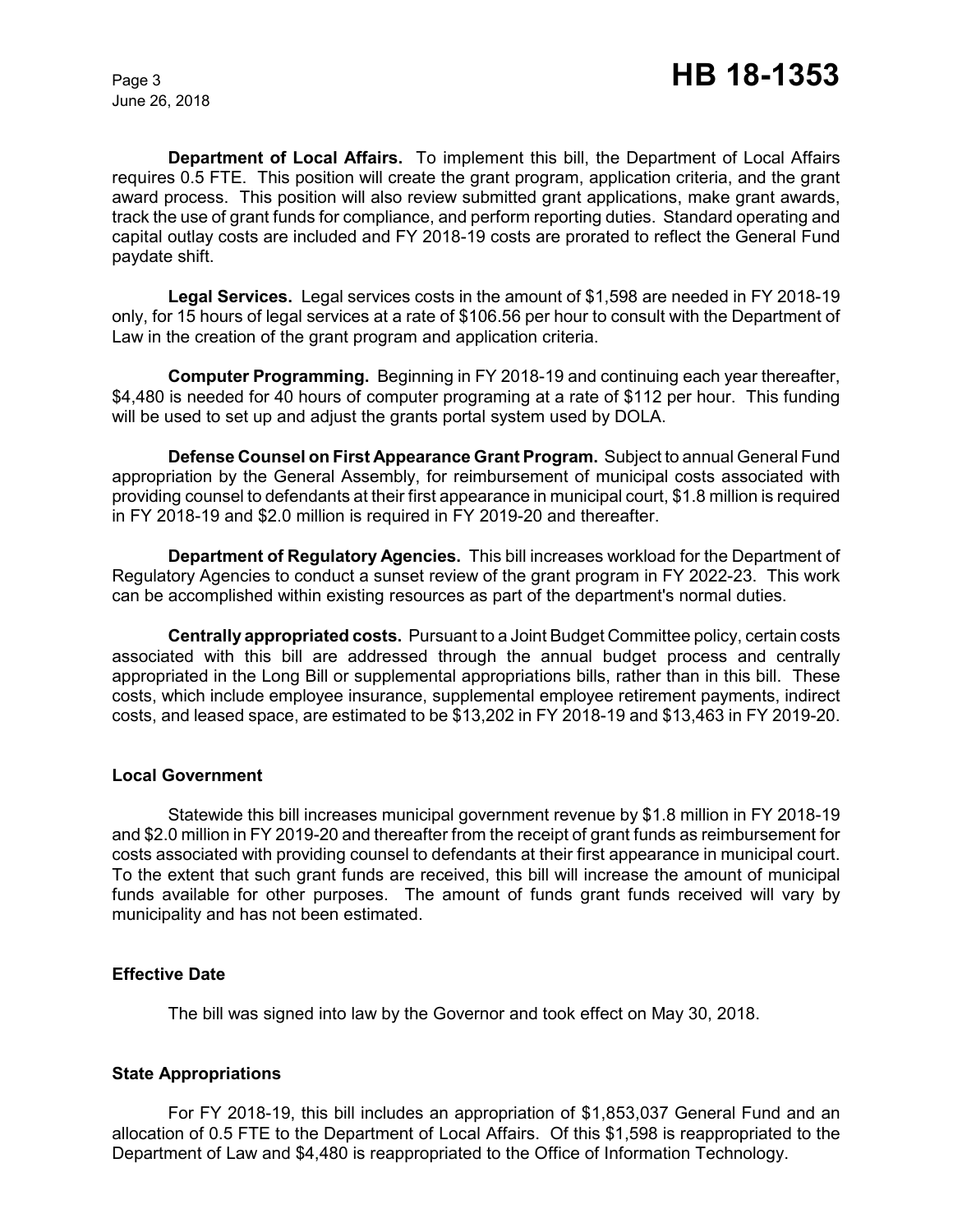**Department of Local Affairs.** To implement this bill, the Department of Local Affairs requires 0.5 FTE. This position will create the grant program, application criteria, and the grant award process. This position will also review submitted grant applications, make grant awards, track the use of grant funds for compliance, and perform reporting duties. Standard operating and capital outlay costs are included and FY 2018-19 costs are prorated to reflect the General Fund paydate shift.

**Legal Services.** Legal services costs in the amount of $1,598 are needed in FY 2018-19 only, for 15 hours of legal services at a rate of $106.56 per hour to consult with the Department of Law in the creation of the grant program and application criteria.

**Computer Programming.** Beginning in FY 2018-19 and continuing each year thereafter, $4,480 is needed for 40 hours of computer programing at a rate of $112 per hour. This funding will be used to set up and adjust the grants portal system used by DOLA.

**Defense Counsel on First Appearance Grant Program.** Subject to annual General Fund appropriation by the General Assembly, for reimbursement of municipal costs associated with providing counsel to defendants at their first appearance in municipal court, $1.8 million is required in FY 2018-19 and $2.0 million is required in FY 2019-20 and thereafter.

**Department of Regulatory Agencies.** This bill increases workload for the Department of Regulatory Agencies to conduct a sunset review of the grant program in FY 2022-23. This work can be accomplished within existing resources as part of the department's normal duties.

**Centrally appropriated costs.** Pursuant to a Joint Budget Committee policy, certain costs associated with this bill are addressed through the annual budget process and centrally appropriated in the Long Bill or supplemental appropriations bills, rather than in this bill. These costs, which include employee insurance, supplemental employee retirement payments, indirect costs, and leased space, are estimated to be $13,202 in FY 2018-19 and $13,463 in FY 2019-20.

### Local Government

Statewide this bill increases municipal government revenue by $1.8 million in FY 2018-19 and $2.0 million in FY 2019-20 and thereafter from the receipt of grant funds as reimbursement for costs associated with providing counsel to defendants at their first appearance in municipal court. To the extent that such grant funds are received, this bill will increase the amount of municipal funds available for other purposes. The amount of funds grant funds received will vary by municipality and has not been estimated.

### Effective Date

The bill was signed into law by the Governor and took effect on May 30, 2018.

### State Appropriations

For FY 2018-19, this bill includes an appropriation of $1,853,037 General Fund and an allocation of 0.5 FTE to the Department of Local Affairs. Of this $1,598 is reappropriated to the Department of Law and $4,480 is reappropriated to the Office of Information Technology.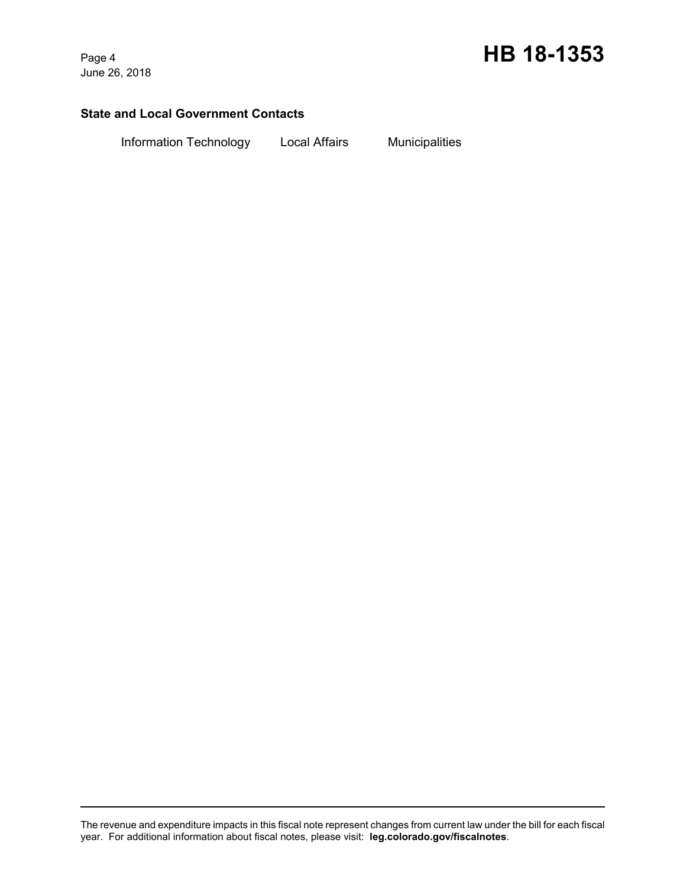### State and Local Government Contacts

Information Technology    Local Affairs    Municipalities

The revenue and expenditure impacts in this fiscal note represent changes from current law under the bill for each fiscal year. For additional information about fiscal notes, please visit: **leg.colorado.gov/fiscalnotes**.